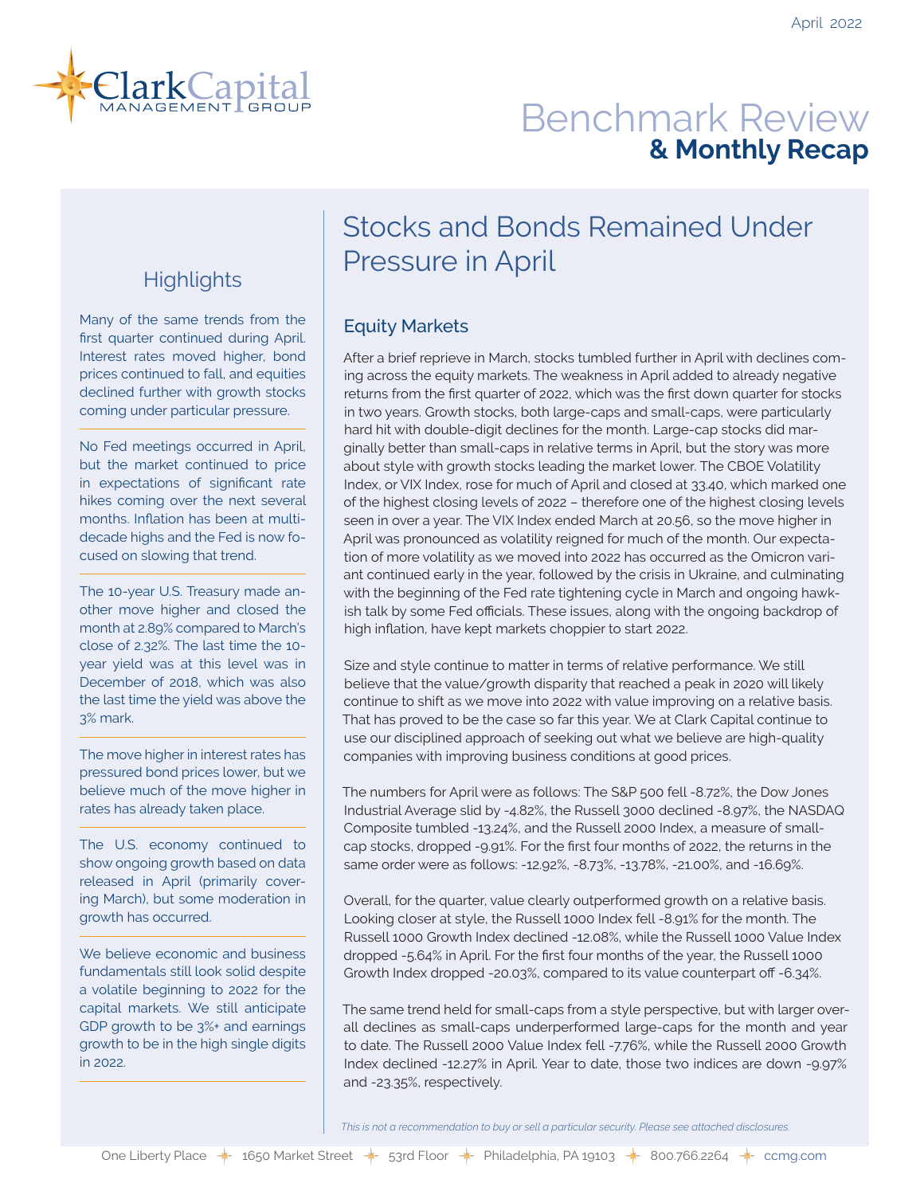April 2022

Clark Capital Management Group

# Benchmark Review **& Monthly Recap**

## Highlights

Many of the same trends from the first quarter continued during April. Interest rates moved higher, bond prices continued to fall, and equities declined further with growth stocks coming under particular pressure.

No Fed meetings occurred in April, but the market continued to price in expectations of significant rate hikes coming over the next several months. Inflation has been at multi-decade highs and the Fed is now focused on slowing that trend.

The 10-year U.S. Treasury made another move higher and closed the month at 2.89% compared to March's close of 2.32%. The last time the 10-year yield was at this level was in December of 2018, which was also the last time the yield was above the 3% mark.

The move higher in interest rates has pressured bond prices lower, but we believe much of the move higher in rates has already taken place.

The U.S. economy continued to show ongoing growth based on data released in April (primarily covering March), but some moderation in growth has occurred.

We believe economic and business fundamentals still look solid despite a volatile beginning to 2022 for the capital markets. We still anticipate GDP growth to be 3%+ and earnings growth to be in the high single digits in 2022.

# Stocks and Bonds Remained Under Pressure in April

## Equity Markets

After a brief reprieve in March, stocks tumbled further in April with declines coming across the equity markets. The weakness in April added to already negative returns from the first quarter of 2022, which was the first down quarter for stocks in two years. Growth stocks, both large-caps and small-caps, were particularly hard hit with double-digit declines for the month. Large-cap stocks did marginally better than small-caps in relative terms in April, but the story was more about style with growth stocks leading the market lower. The CBOE Volatility Index, or VIX Index, rose for much of April and closed at 33.40, which marked one of the highest closing levels of 2022 – therefore one of the highest closing levels seen in over a year. The VIX Index ended March at 20.56, so the move higher in April was pronounced as volatility reigned for much of the month. Our expectation of more volatility as we moved into 2022 has occurred as the Omicron variant continued early in the year, followed by the crisis in Ukraine, and culminating with the beginning of the Fed rate tightening cycle in March and ongoing hawkish talk by some Fed officials. These issues, along with the ongoing backdrop of high inflation, have kept markets choppier to start 2022.

Size and style continue to matter in terms of relative performance. We still believe that the value/growth disparity that reached a peak in 2020 will likely continue to shift as we move into 2022 with value improving on a relative basis. That has proved to be the case so far this year. We at Clark Capital continue to use our disciplined approach of seeking out what we believe are high-quality companies with improving business conditions at good prices.

The numbers for April were as follows: The S&P 500 fell -8.72%, the Dow Jones Industrial Average slid by -4.82%, the Russell 3000 declined -8.97%, the NASDAQ Composite tumbled -13.24%, and the Russell 2000 Index, a measure of small-cap stocks, dropped -9.91%. For the first four months of 2022, the returns in the same order were as follows: -12.92%, -8.73%, -13.78%, -21.00%, and -16.69%.

Overall, for the quarter, value clearly outperformed growth on a relative basis. Looking closer at style, the Russell 1000 Index fell -8.91% for the month. The Russell 1000 Growth Index declined -12.08%, while the Russell 1000 Value Index dropped -5.64% in April. For the first four months of the year, the Russell 1000 Growth Index dropped -20.03%, compared to its value counterpart off -6.34%.

The same trend held for small-caps from a style perspective, but with larger overall declines as small-caps underperformed large-caps for the month and year to date. The Russell 2000 Value Index fell -7.76%, while the Russell 2000 Growth Index declined -12.27% in April. Year to date, those two indices are down -9.97% and -23.35%, respectively.

*This is not a recommendation to buy or sell a particular security. Please see attached disclosures.*

One Liberty Place · 1650 Market Street · 53rd Floor · Philadelphia, PA 19103 · 800.766.2264 · ccmg.com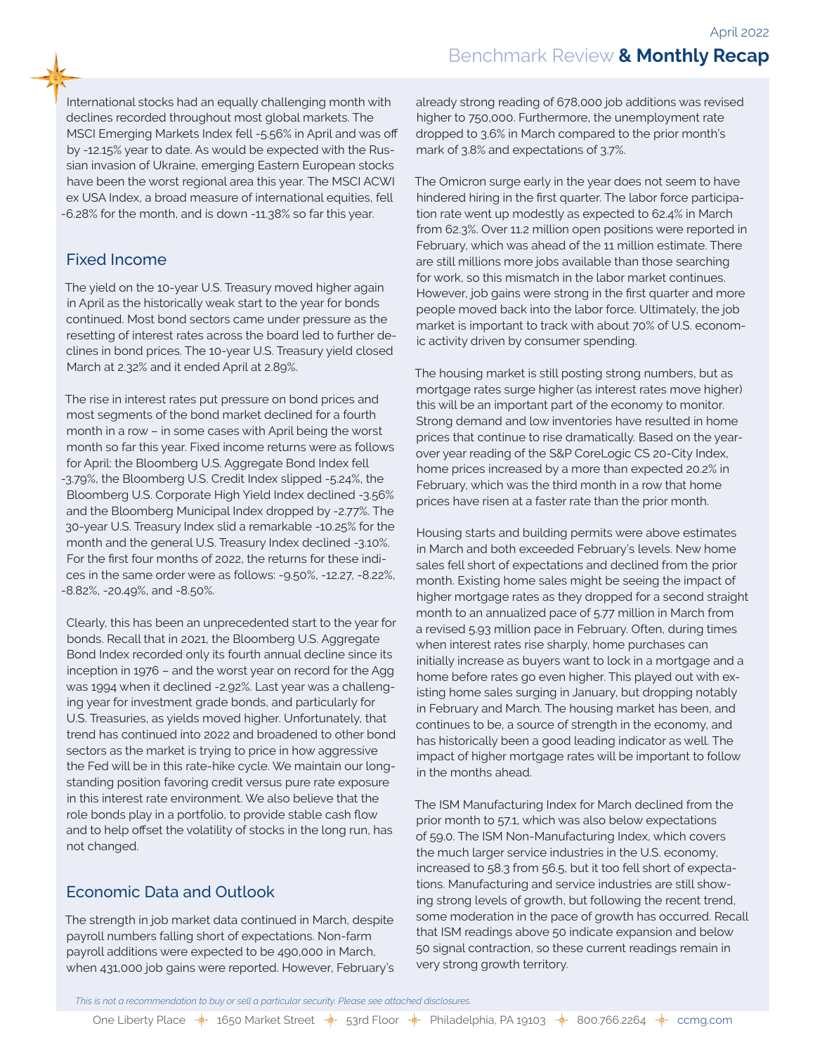International stocks had an equally challenging month with declines recorded throughout most global markets. The MSCI Emerging Markets Index fell -5.56% in April and was off by -12.15% year to date. As would be expected with the Russian invasion of Ukraine, emerging Eastern European stocks have been the worst regional area this year. The MSCI ACWI ex USA Index, a broad measure of international equities, fell -6.28% for the month, and is down -11.38% so far this year.

## Fixed Income

The yield on the 10-year U.S. Treasury moved higher again in April as the historically weak start to the year for bonds continued. Most bond sectors came under pressure as the resetting of interest rates across the board led to further declines in bond prices. The 10-year U.S. Treasury yield closed March at 2.32% and it ended April at 2.89%.

The rise in interest rates put pressure on bond prices and most segments of the bond market declined for a fourth month in a row – in some cases with April being the worst month so far this year. Fixed income returns were as follows for April: the Bloomberg U.S. Aggregate Bond Index fell -3.79%, the Bloomberg U.S. Credit Index slipped -5.24%, the Bloomberg U.S. Corporate High Yield Index declined -3.56% and the Bloomberg Municipal Index dropped by -2.77%. The 30-year U.S. Treasury Index slid a remarkable -10.25% for the month and the general U.S. Treasury Index declined -3.10%. For the first four months of 2022, the returns for these indices in the same order were as follows: -9.50%, -12.27, -8.22%, -8.82%, -20.49%, and -8.50%.

Clearly, this has been an unprecedented start to the year for bonds. Recall that in 2021, the Bloomberg U.S. Aggregate Bond Index recorded only its fourth annual decline since its inception in 1976 – and the worst year on record for the Agg was 1994 when it declined -2.92%. Last year was a challenging year for investment grade bonds, and particularly for U.S. Treasuries, as yields moved higher. Unfortunately, that trend has continued into 2022 and broadened to other bond sectors as the market is trying to price in how aggressive the Fed will be in this rate-hike cycle. We maintain our long-standing position favoring credit versus pure rate exposure in this interest rate environment. We also believe that the role bonds play in a portfolio, to provide stable cash flow and to help offset the volatility of stocks in the long run, has not changed.

## Economic Data and Outlook

The strength in job market data continued in March, despite payroll numbers falling short of expectations. Non-farm payroll additions were expected to be 490,000 in March, when 431,000 job gains were reported. However, February's already strong reading of 678,000 job additions was revised higher to 750,000. Furthermore, the unemployment rate dropped to 3.6% in March compared to the prior month's mark of 3.8% and expectations of 3.7%.

The Omicron surge early in the year does not seem to have hindered hiring in the first quarter. The labor force participation rate went up modestly as expected to 62.4% in March from 62.3%. Over 11.2 million open positions were reported in February, which was ahead of the 11 million estimate. There are still millions more jobs available than those searching for work, so this mismatch in the labor market continues. However, job gains were strong in the first quarter and more people moved back into the labor force. Ultimately, the job market is important to track with about 70% of U.S. economic activity driven by consumer spending.

The housing market is still posting strong numbers, but as mortgage rates surge higher (as interest rates move higher) this will be an important part of the economy to monitor. Strong demand and low inventories have resulted in home prices that continue to rise dramatically. Based on the year-over year reading of the S&P CoreLogic CS 20-City Index, home prices increased by a more than expected 20.2% in February, which was the third month in a row that home prices have risen at a faster rate than the prior month.

Housing starts and building permits were above estimates in March and both exceeded February's levels. New home sales fell short of expectations and declined from the prior month. Existing home sales might be seeing the impact of higher mortgage rates as they dropped for a second straight month to an annualized pace of 5.77 million in March from a revised 5.93 million pace in February. Often, during times when interest rates rise sharply, home purchases can initially increase as buyers want to lock in a mortgage and a home before rates go even higher. This played out with existing home sales surging in January, but dropping notably in February and March. The housing market has been, and continues to be, a source of strength in the economy, and has historically been a good leading indicator as well. The impact of higher mortgage rates will be important to follow in the months ahead.

The ISM Manufacturing Index for March declined from the prior month to 57.1, which was also below expectations of 59.0. The ISM Non-Manufacturing Index, which covers the much larger service industries in the U.S. economy, increased to 58.3 from 56.5, but it too fell short of expectations. Manufacturing and service industries are still showing strong levels of growth, but following the recent trend, some moderation in the pace of growth has occurred. Recall that ISM readings above 50 indicate expansion and below 50 signal contraction, so these current readings remain in very strong growth territory.

*This is not a recommendation to buy or sell a particular security. Please see attached disclosures.*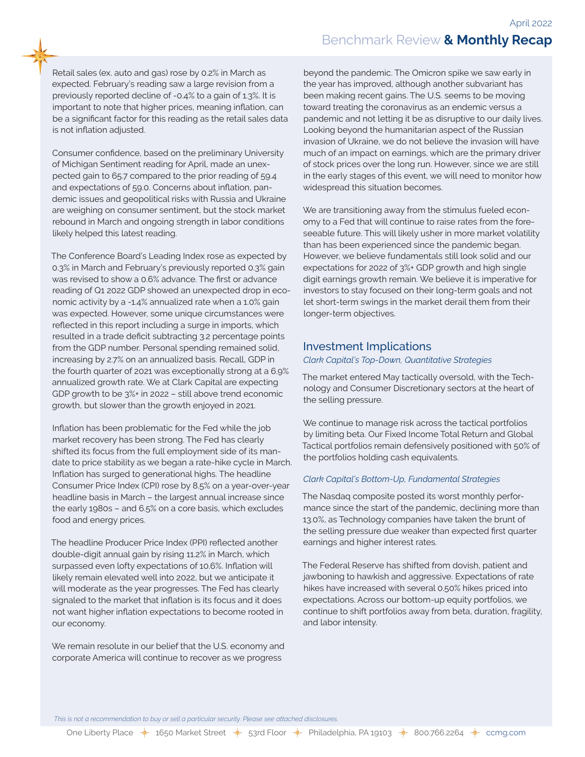Retail sales (ex. auto and gas) rose by 0.2% in March as expected. February's reading saw a large revision from a previously reported decline of -0.4% to a gain of 1.3%. It is important to note that higher prices, meaning inflation, can be a significant factor for this reading as the retail sales data is not inflation adjusted.

Consumer confidence, based on the preliminary University of Michigan Sentiment reading for April, made an unexpected gain to 65.7 compared to the prior reading of 59.4 and expectations of 59.0. Concerns about inflation, pandemic issues and geopolitical risks with Russia and Ukraine are weighing on consumer sentiment, but the stock market rebound in March and ongoing strength in labor conditions likely helped this latest reading.

The Conference Board's Leading Index rose as expected by 0.3% in March and February's previously reported 0.3% gain was revised to show a 0.6% advance. The first or advance reading of Q1 2022 GDP showed an unexpected drop in economic activity by a -1.4% annualized rate when a 1.0% gain was expected. However, some unique circumstances were reflected in this report including a surge in imports, which resulted in a trade deficit subtracting 3.2 percentage points from the GDP number. Personal spending remained solid, increasing by 2.7% on an annualized basis. Recall, GDP in the fourth quarter of 2021 was exceptionally strong at a 6.9% annualized growth rate. We at Clark Capital are expecting GDP growth to be 3%+ in 2022 – still above trend economic growth, but slower than the growth enjoyed in 2021.

Inflation has been problematic for the Fed while the job market recovery has been strong. The Fed has clearly shifted its focus from the full employment side of its mandate to price stability as we began a rate-hike cycle in March. Inflation has surged to generational highs. The headline Consumer Price Index (CPI) rose by 8.5% on a year-over-year headline basis in March – the largest annual increase since the early 1980s – and 6.5% on a core basis, which excludes food and energy prices.

The headline Producer Price Index (PPI) reflected another double-digit annual gain by rising 11.2% in March, which surpassed even lofty expectations of 10.6%. Inflation will likely remain elevated well into 2022, but we anticipate it will moderate as the year progresses. The Fed has clearly signaled to the market that inflation is its focus and it does not want higher inflation expectations to become rooted in our economy.

We remain resolute in our belief that the U.S. economy and corporate America will continue to recover as we progress beyond the pandemic. The Omicron spike we saw early in the year has improved, although another subvariant has been making recent gains. The U.S. seems to be moving toward treating the coronavirus as an endemic versus a pandemic and not letting it be as disruptive to our daily lives. Looking beyond the humanitarian aspect of the Russian invasion of Ukraine, we do not believe the invasion will have much of an impact on earnings, which are the primary driver of stock prices over the long run. However, since we are still in the early stages of this event, we will need to monitor how widespread this situation becomes.

We are transitioning away from the stimulus fueled economy to a Fed that will continue to raise rates from the foreseeable future. This will likely usher in more market volatility than has been experienced since the pandemic began. However, we believe fundamentals still look solid and our expectations for 2022 of 3%+ GDP growth and high single digit earnings growth remain. We believe it is imperative for investors to stay focused on their long-term goals and not let short-term swings in the market derail them from their longer-term objectives.

## Investment Implications

*Clark Capital's Top-Down, Quantitative Strategies*

The market entered May tactically oversold, with the Technology and Consumer Discretionary sectors at the heart of the selling pressure.

We continue to manage risk across the tactical portfolios by limiting beta. Our Fixed Income Total Return and Global Tactical portfolios remain defensively positioned with 50% of the portfolios holding cash equivalents.

*Clark Capital's Bottom-Up, Fundamental Strategies*

The Nasdaq composite posted its worst monthly performance since the start of the pandemic, declining more than 13.0%, as Technology companies have taken the brunt of the selling pressure due weaker than expected first quarter earnings and higher interest rates.

The Federal Reserve has shifted from dovish, patient and jawboning to hawkish and aggressive. Expectations of rate hikes have increased with several 0.50% hikes priced into expectations. Across our bottom-up equity portfolios, we continue to shift portfolios away from beta, duration, fragility, and labor intensity.

*This is not a recommendation to buy or sell a particular security. Please see attached disclosures.*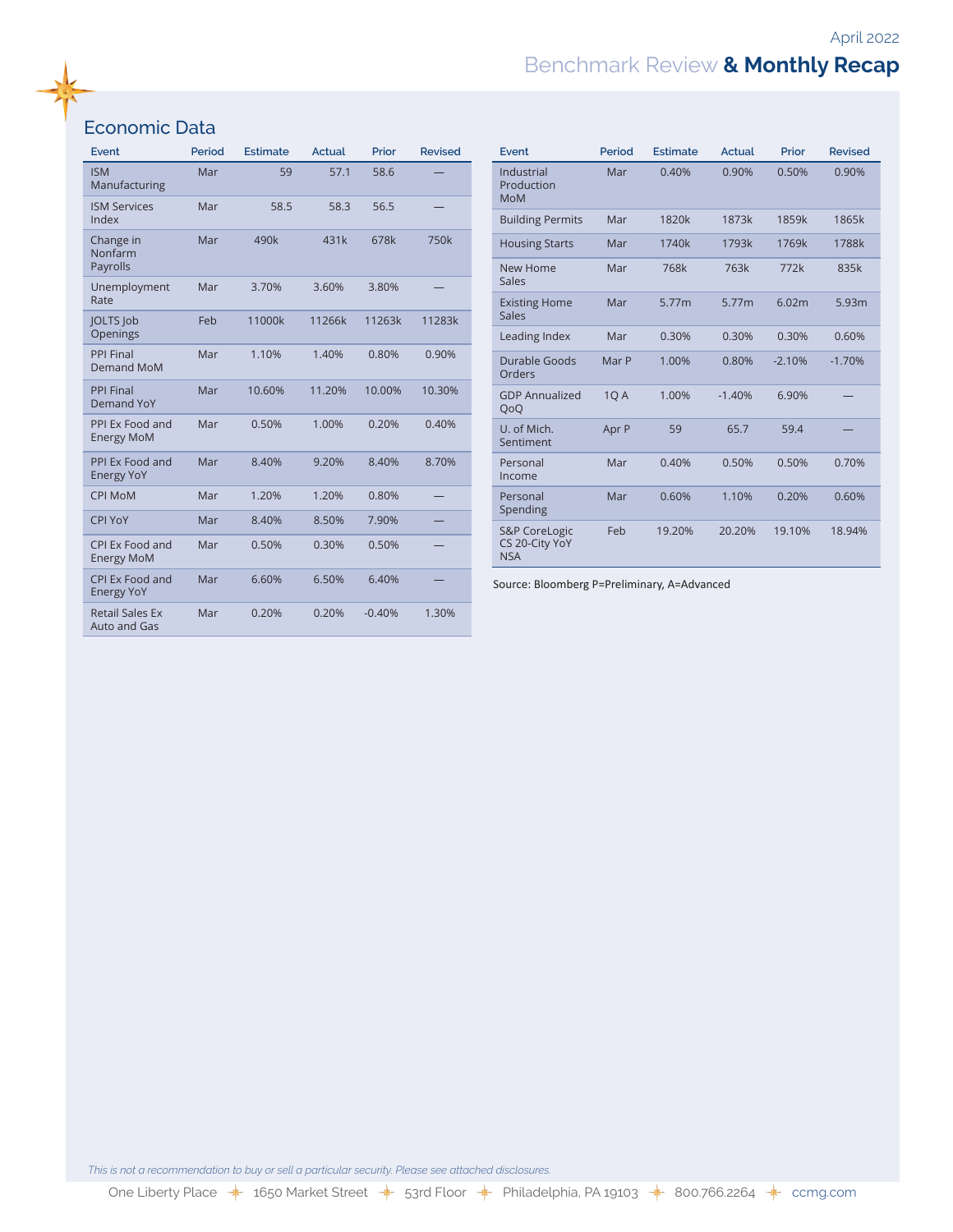## Economic Data

| Event | Period | Estimate | Actual | Prior | Revised |
|---|---|---|---|---|---|
| ISM Manufacturing | Mar | 59 | 57.1 | 58.6 | — |
| ISM Services Index | Mar | 58.5 | 58.3 | 56.5 | — |
| Change in Nonfarm Payrolls | Mar | 490k | 431k | 678k | 750k |
| Unemployment Rate | Mar | 3.70% | 3.60% | 3.80% | — |
| JOLTS Job Openings | Feb | 11000k | 11266k | 11263k | 11283k |
| PPI Final Demand MoM | Mar | 1.10% | 1.40% | 0.80% | 0.90% |
| PPI Final Demand YoY | Mar | 10.60% | 11.20% | 10.00% | 10.30% |
| PPI Ex Food and Energy MoM | Mar | 0.50% | 1.00% | 0.20% | 0.40% |
| PPI Ex Food and Energy YoY | Mar | 8.40% | 9.20% | 8.40% | 8.70% |
| CPI MoM | Mar | 1.20% | 1.20% | 0.80% | — |
| CPI YoY | Mar | 8.40% | 8.50% | 7.90% | — |
| CPI Ex Food and Energy MoM | Mar | 0.50% | 0.30% | 0.50% | — |
| CPI Ex Food and Energy YoY | Mar | 6.60% | 6.50% | 6.40% | — |
| Retail Sales Ex Auto and Gas | Mar | 0.20% | 0.20% | -0.40% | 1.30% |

| Event | Period | Estimate | Actual | Prior | Revised |
|---|---|---|---|---|---|
| Industrial Production MoM | Mar | 0.40% | 0.90% | 0.50% | 0.90% |
| Building Permits | Mar | 1820k | 1873k | 1859k | 1865k |
| Housing Starts | Mar | 1740k | 1793k | 1769k | 1788k |
| New Home Sales | Mar | 768k | 763k | 772k | 835k |
| Existing Home Sales | Mar | 5.77m | 5.77m | 6.02m | 5.93m |
| Leading Index | Mar | 0.30% | 0.30% | 0.30% | 0.60% |
| Durable Goods Orders | Mar P | 1.00% | 0.80% | -2.10% | -1.70% |
| GDP Annualized QoQ | 1Q A | 1.00% | -1.40% | 6.90% | — |
| U. of Mich. Sentiment | Apr P | 59 | 65.7 | 59.4 | — |
| Personal Income | Mar | 0.40% | 0.50% | 0.50% | 0.70% |
| Personal Spending | Mar | 0.60% | 1.10% | 0.20% | 0.60% |
| S&P CoreLogic CS 20-City YoY NSA | Feb | 19.20% | 20.20% | 19.10% | 18.94% |

Source: Bloomberg P=Preliminary, A=Advanced

*This is not a recommendation to buy or sell a particular security. Please see attached disclosures.*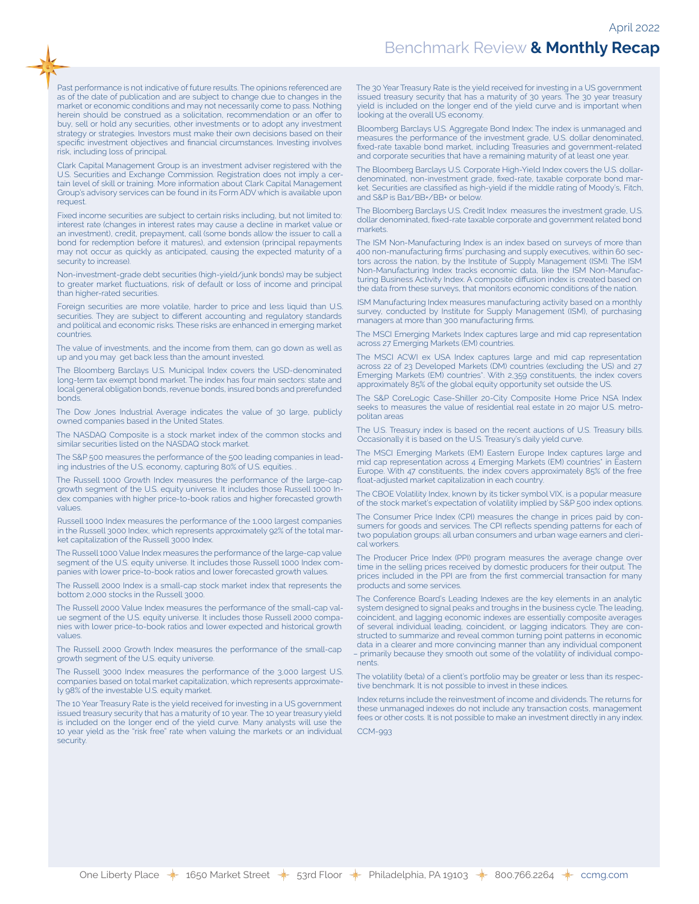Past performance is not indicative of future results. The opinions referenced are as of the date of publication and are subject to change due to changes in the market or economic conditions and may not necessarily come to pass. Nothing herein should be construed as a solicitation, recommendation or an offer to buy, sell or hold any securities, other investments or to adopt any investment strategy or strategies. Investors must make their own decisions based on their specific investment objectives and financial circumstances. Investing involves risk, including loss of principal.

Clark Capital Management Group is an investment adviser registered with the U.S. Securities and Exchange Commission. Registration does not imply a certain level of skill or training. More information about Clark Capital Management Group's advisory services can be found in its Form ADV which is available upon request.

Fixed income securities are subject to certain risks including, but not limited to: interest rate (changes in interest rates may cause a decline in market value or an investment), credit, prepayment, call (some bonds allow the issuer to call a bond for redemption before it matures), and extension (principal repayments may not occur as quickly as anticipated, causing the expected maturity of a security to increase).

Non-investment-grade debt securities (high-yield/junk bonds) may be subject to greater market fluctuations, risk of default or loss of income and principal than higher-rated securities.

Foreign securities are more volatile, harder to price and less liquid than U.S. securities. They are subject to different accounting and regulatory standards and political and economic risks. These risks are enhanced in emerging market countries.

The value of investments, and the income from them, can go down as well as up and you may get back less than the amount invested.

The Bloomberg Barclays U.S. Municipal Index covers the USD-denominated long-term tax exempt bond market. The index has four main sectors: state and local general obligation bonds, revenue bonds, insured bonds and prerefunded bonds.

The Dow Jones Industrial Average indicates the value of 30 large, publicly owned companies based in the United States.

The NASDAQ Composite is a stock market index of the common stocks and similar securities listed on the NASDAQ stock market.

The S&P 500 measures the performance of the 500 leading companies in leading industries of the U.S. economy, capturing 80% of U.S. equities. .

The Russell 1000 Growth Index measures the performance of the large-cap growth segment of the U.S. equity universe. It includes those Russell 1000 Index companies with higher price-to-book ratios and higher forecasted growth values.

Russell 1000 Index measures the performance of the 1,000 largest companies in the Russell 3000 Index, which represents approximately 92% of the total market capitalization of the Russell 3000 Index.

The Russell 1000 Value Index measures the performance of the large-cap value segment of the U.S. equity universe. It includes those Russell 1000 Index companies with lower price-to-book ratios and lower forecasted growth values.

The Russell 2000 Index is a small-cap stock market index that represents the bottom 2,000 stocks in the Russell 3000.

The Russell 2000 Value Index measures the performance of the small-cap value segment of the U.S. equity universe. It includes those Russell 2000 companies with lower price-to-book ratios and lower expected and historical growth values.

The Russell 2000 Growth Index measures the performance of the small-cap growth segment of the U.S. equity universe.

The Russell 3000 Index measures the performance of the 3,000 largest U.S. companies based on total market capitalization, which represents approximately 98% of the investable U.S. equity market.

The 10 Year Treasury Rate is the yield received for investing in a US government issued treasury security that has a maturity of 10 year. The 10 year treasury yield is included on the longer end of the yield curve. Many analysts will use the 10 year yield as the "risk free" rate when valuing the markets or an individual security.

The 30 Year Treasury Rate is the yield received for investing in a US government issued treasury security that has a maturity of 30 years. The 30 year treasury yield is included on the longer end of the yield curve and is important when looking at the overall US economy.

Bloomberg Barclays U.S. Aggregate Bond Index: The index is unmanaged and measures the performance of the investment grade, U.S. dollar denominated, fixed-rate taxable bond market, including Treasuries and government-related and corporate securities that have a remaining maturity of at least one year.

The Bloomberg Barclays U.S. Corporate High-Yield Index covers the U.S. dollar-denominated, non-investment grade, fixed-rate, taxable corporate bond market. Securities are classified as high-yield if the middle rating of Moody's, Fitch, and S&P is Ba1/BB+/BB+ or below.

The Bloomberg Barclays U.S. Credit Index measures the investment grade, U.S. dollar denominated, fixed-rate taxable corporate and government related bond markets.

The ISM Non-Manufacturing Index is an index based on surveys of more than 400 non-manufacturing firms' purchasing and supply executives, within 60 sectors across the nation, by the Institute of Supply Management (ISM). The ISM Non-Manufacturing Index tracks economic data, like the ISM Non-Manufacturing Business Activity Index. A composite diffusion index is created based on the data from these surveys, that monitors economic conditions of the nation.

ISM Manufacturing Index measures manufacturing activity based on a monthly survey, conducted by Institute for Supply Management (ISM), of purchasing managers at more than 300 manufacturing firms.

The MSCI Emerging Markets Index captures large and mid cap representation across 27 Emerging Markets (EM) countries.

The MSCI ACWI ex USA Index captures large and mid cap representation across 22 of 23 Developed Markets (DM) countries (excluding the US) and 27 Emerging Markets (EM) countries*. With 2,359 constituents, the index covers approximately 85% of the global equity opportunity set outside the US.

The S&P CoreLogic Case-Shiller 20-City Composite Home Price NSA Index seeks to measures the value of residential real estate in 20 major U.S. metropolitan areas

The U.S. Treasury index is based on the recent auctions of U.S. Treasury bills. Occasionally it is based on the U.S. Treasury's daily yield curve.

The MSCI Emerging Markets (EM) Eastern Europe Index captures large and mid cap representation across 4 Emerging Markets (EM) countries* in Eastern Europe. With 47 constituents, the index covers approximately 85% of the free float-adjusted market capitalization in each country.

The CBOE Volatility Index, known by its ticker symbol VIX, is a popular measure of the stock market's expectation of volatility implied by S&P 500 index options.

The Consumer Price Index (CPI) measures the change in prices paid by consumers for goods and services. The CPI reflects spending patterns for each of two population groups: all urban consumers and urban wage earners and clerical workers.

The Producer Price Index (PPI) program measures the average change over time in the selling prices received by domestic producers for their output. The prices included in the PPI are from the first commercial transaction for many products and some services.

The Conference Board's Leading Indexes are the key elements in an analytic system designed to signal peaks and troughs in the business cycle. The leading, coincident, and lagging economic indexes are essentially composite averages of several individual leading, coincident, or lagging indicators. They are constructed to summarize and reveal common turning point patterns in economic data in a clearer and more convincing manner than any individual component – primarily because they smooth out some of the volatility of individual components.

The volatility (beta) of a client's portfolio may be greater or less than its respective benchmark. It is not possible to invest in these indices.

Index returns include the reinvestment of income and dividends. The returns for these unmanaged indexes do not include any transaction costs, management fees or other costs. It is not possible to make an investment directly in any index.

CCM-993

One Liberty Place · 1650 Market Street · 53rd Floor · Philadelphia, PA 19103 · 800.766.2264 · ccmg.com